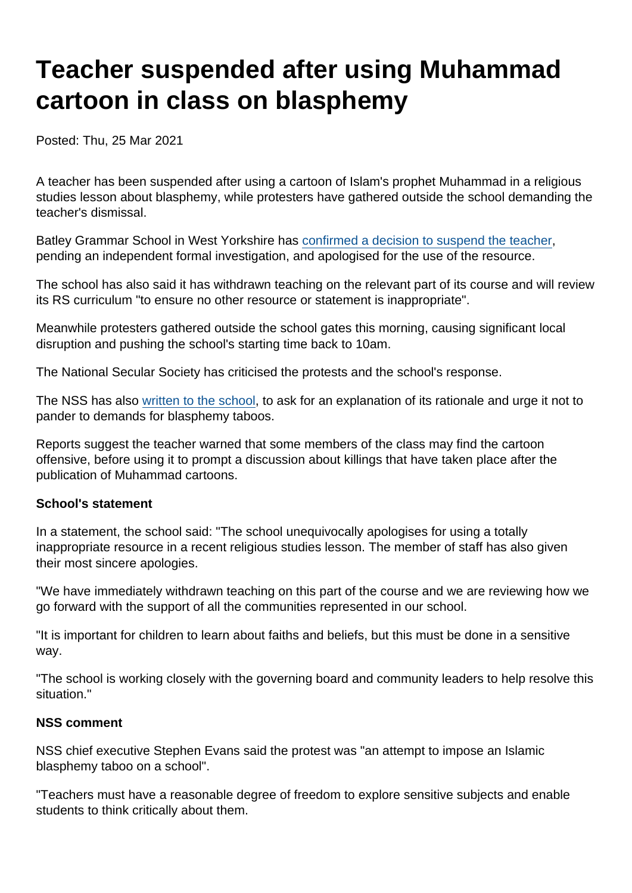# Teacher suspended after using Muhammad cartoon in class on blasphemy

Posted: Thu, 25 Mar 2021

A teacher has been suspended after using a cartoon of Islam's prophet Muhammad in a religious studies lesson about blasphemy, while protesters have gathered outside the school demanding the teacher's dismissal.

Batley Grammar School in West Yorkshire has confirmed a decision to suspend the teacher, pending an independent formal investigation, and apologised for the use of the resource.

The school has also said it has withdrawn teaching on the relevant part of its course and will review its RS curriculum "to ensure no other resource or statement is inappropriate".

Meanwhile protesters gathered outside the school gates this morning, causing significant local disruption and pushing the school's starting time back to 10am.

The National Secular Society has criticised the protests and the school's response.

The NSS has also written to the school, to ask for an explanation of its rationale and urge it not to pander to demands for blasphemy taboos.

Reports suggest the teacher warned that some members of the class may find the cartoon offensive, before using it to prompt a discussion about killings that have taken place after the publication of Muhammad cartoons.

**School's statement**

In a statement, the school said: "The school unequivocally apologises for using a totally inappropriate resource in a recent religious studies lesson. The member of staff has also given their most sincere apologies.

"We have immediately withdrawn teaching on this part of the course and we are reviewing how we go forward with the support of all the communities represented in our school.

"It is important for children to learn about faiths and beliefs, but this must be done in a sensitive way.

"The school is working closely with the governing board and community leaders to help resolve this situation."

**NSS comment**

NSS chief executive Stephen Evans said the protest was "an attempt to impose an Islamic blasphemy taboo on a school".

"Teachers must have a reasonable degree of freedom to explore sensitive subjects and enable students to think critically about them.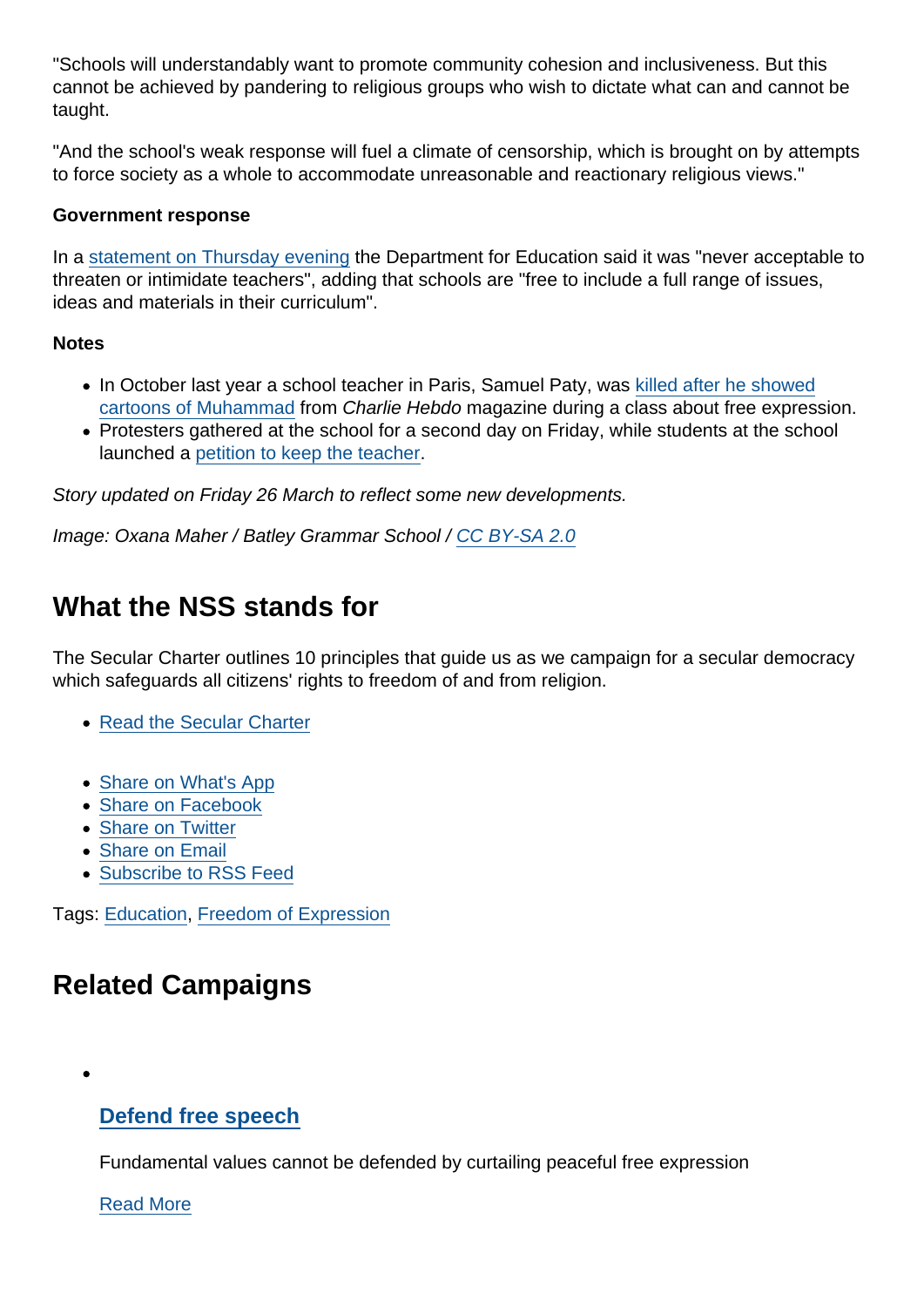"Schools will understandably want to promote community cohesion and inclusiveness. But this cannot be achieved by pandering to religious groups who wish to dictate what can and cannot be taught.

"And the school's weak response will fuel a climate of censorship, which is brought on by attempts to force society as a whole to accommodate unreasonable and reactionary religious views."

**Government response**

In a statement on Thursday evening the Department for Education said it was "never acceptable to threaten or intimidate teachers", adding that schools are "free to include a full range of issues, ideas and materials in their curriculum".

**Notes**

- In October last year a school teacher in Paris, Samuel Paty, was killed after he showed cartoons of Muhammad from *Charlie Hebdo* magazine during a class about free expression.
- Protesters gathered at the school for a second day on Friday, while students at the school launched a petition to keep the teacher.

*Story updated on Friday 26 March to reflect some new developments.*

*Image: Oxana Maher / Batley Grammar School / CC BY-SA 2.0*

## What the NSS stands for

The Secular Charter outlines 10 principles that guide us as we campaign for a secular democracy which safeguards all citizens' rights to freedom of and from religion.

- Read the Secular Charter

- Share on What's App
- Share on Facebook
- Share on Twitter
- Share on Email
- Subscribe to RSS Feed

Tags: Education, Freedom of Expression

## Related Campaigns

- ### Defend free speech

  Fundamental values cannot be defended by curtailing peaceful free expression

  Read More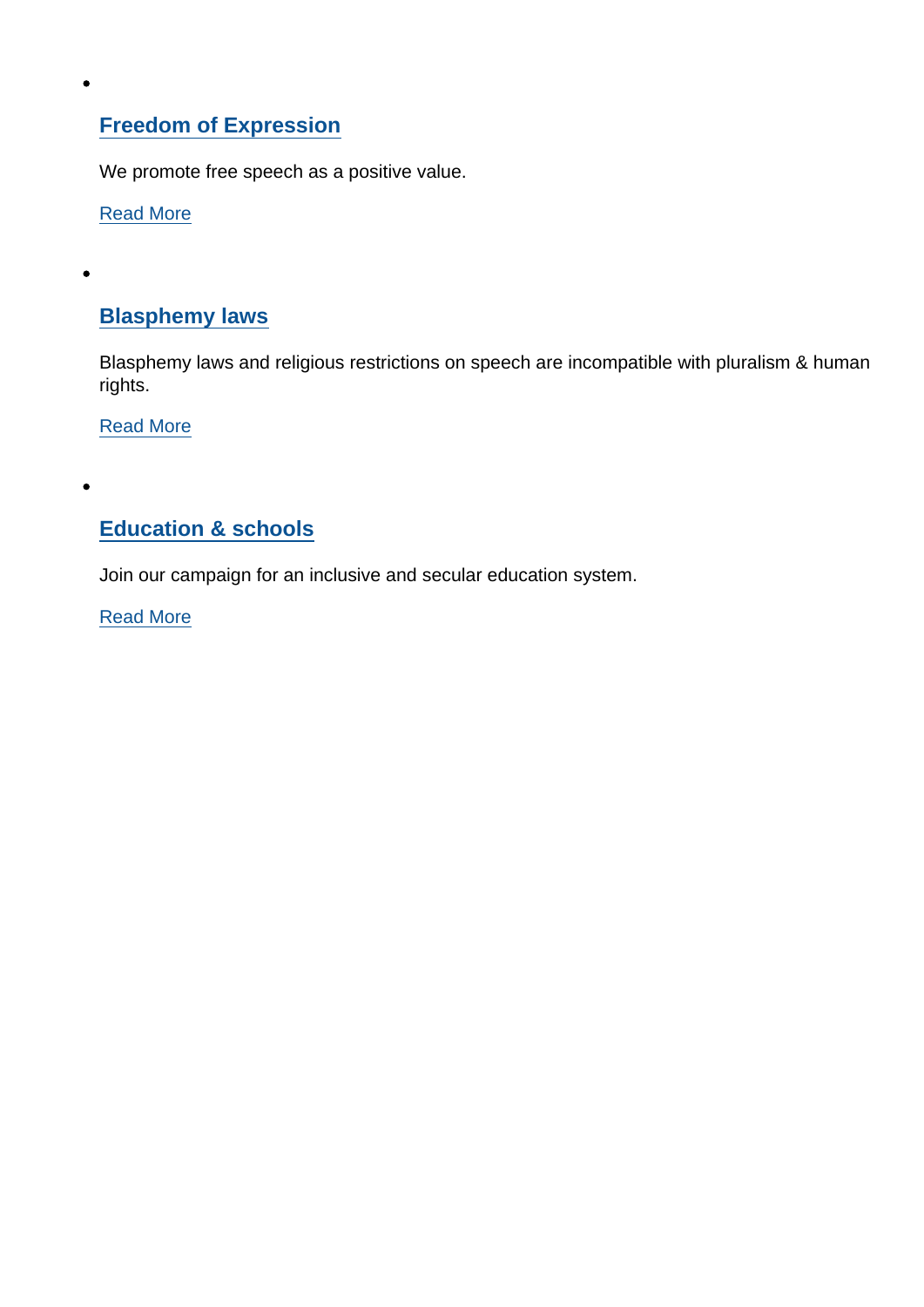- ### Freedom of Expression

  We promote free speech as a positive value.

  Read More

- ### Blasphemy laws

  Blasphemy laws and religious restrictions on speech are incompatible with pluralism & human rights.

  Read More

- ### Education & schools

  Join our campaign for an inclusive and secular education system.

  Read More